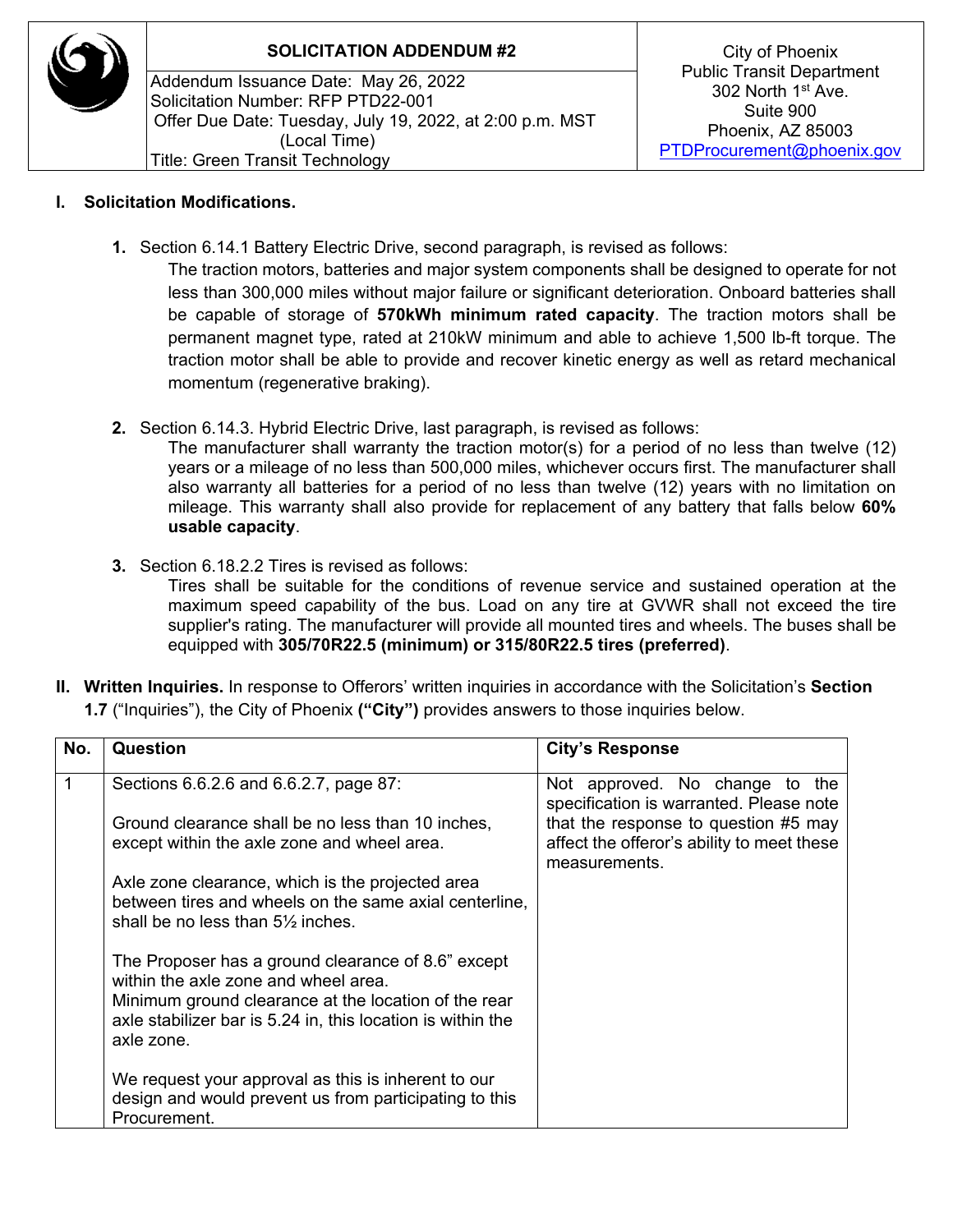# SOLICITATION ADDENDUM #2

Addendum Issuance Date: May 26, 2022
Solicitation Number: RFP PTD22-001
Offer Due Date: Tuesday, July 19, 2022, at 2:00 p.m. MST (Local Time)
Title: Green Transit Technology

City of Phoenix
Public Transit Department
302 North 1st Ave.
Suite 900
Phoenix, AZ 85003
PTDProcurement@phoenix.gov

## I. Solicitation Modifications.

1. Section 6.14.1 Battery Electric Drive, second paragraph, is revised as follows:

   The traction motors, batteries and major system components shall be designed to operate for not less than 300,000 miles without major failure or significant deterioration. Onboard batteries shall be capable of storage of **570kWh minimum rated capacity**. The traction motors shall be permanent magnet type, rated at 210kW minimum and able to achieve 1,500 lb-ft torque. The traction motor shall be able to provide and recover kinetic energy as well as retard mechanical momentum (regenerative braking).

2. Section 6.14.3. Hybrid Electric Drive, last paragraph, is revised as follows:

   The manufacturer shall warranty the traction motor(s) for a period of no less than twelve (12) years or a mileage of no less than 500,000 miles, whichever occurs first. The manufacturer shall also warranty all batteries for a period of no less than twelve (12) years with no limitation on mileage. This warranty shall also provide for replacement of any battery that falls below **60% usable capacity**.

3. Section 6.18.2.2 Tires is revised as follows:

   Tires shall be suitable for the conditions of revenue service and sustained operation at the maximum speed capability of the bus. Load on any tire at GVWR shall not exceed the tire supplier's rating. The manufacturer will provide all mounted tires and wheels. The buses shall be equipped with **305/70R22.5 (minimum) or 315/80R22.5 tires (preferred)**.

## II. Written Inquiries.

In response to Offerors' written inquiries in accordance with the Solicitation's **Section 1.7** ("Inquiries"), the City of Phoenix **("City")** provides answers to those inquiries below.

| No. | Question | City's Response |
|---|---|---|
| 1 | Sections 6.6.2.6 and 6.6.2.7, page 87:<br><br>Ground clearance shall be no less than 10 inches, except within the axle zone and wheel area.<br><br>Axle zone clearance, which is the projected area between tires and wheels on the same axial centerline, shall be no less than 5½ inches.<br><br>The Proposer has a ground clearance of 8.6" except within the axle zone and wheel area.<br>Minimum ground clearance at the location of the rear axle stabilizer bar is 5.24 in, this location is within the axle zone.<br><br>We request your approval as this is inherent to our design and would prevent us from participating to this Procurement. | Not approved. No change to the specification is warranted. Please note that the response to question #5 may affect the offeror's ability to meet these measurements. |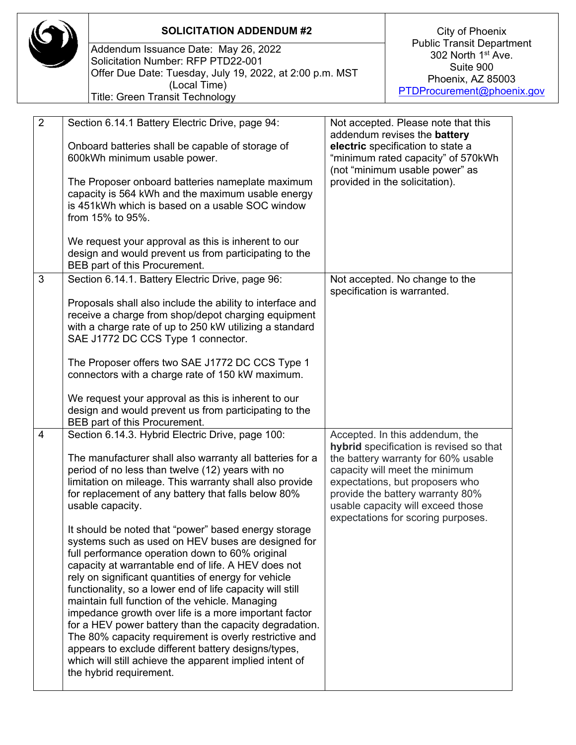**SOLICITATION ADDENDUM #2**

Addendum Issuance Date: May 26, 2022
Solicitation Number: RFP PTD22-001
Offer Due Date: Tuesday, July 19, 2022, at 2:00 p.m. MST (Local Time)
Title: Green Transit Technology

City of Phoenix
Public Transit Department
302 North 1st Ave.
Suite 900
Phoenix, AZ 85003
PTDProcurement@phoenix.gov

| | | |
|---|---|---|
| 2 | Section 6.14.1 Battery Electric Drive, page 94:<br><br>Onboard batteries shall be capable of storage of 600kWh minimum usable power.<br><br>The Proposer onboard batteries nameplate maximum capacity is 564 kWh and the maximum usable energy is 451kWh which is based on a usable SOC window from 15% to 95%.<br><br>We request your approval as this is inherent to our design and would prevent us from participating to the BEB part of this Procurement. | Not accepted. Please note that this addendum revises the **battery electric** specification to state a "minimum rated capacity" of 570kWh (not "minimum usable power" as provided in the solicitation). |
| 3 | Section 6.14.1. Battery Electric Drive, page 96:<br><br>Proposals shall also include the ability to interface and receive a charge from shop/depot charging equipment with a charge rate of up to 250 kW utilizing a standard SAE J1772 DC CCS Type 1 connector.<br><br>The Proposer offers two SAE J1772 DC CCS Type 1 connectors with a charge rate of 150 kW maximum.<br><br>We request your approval as this is inherent to our design and would prevent us from participating to the BEB part of this Procurement. | Not accepted. No change to the specification is warranted. |
| 4 | Section 6.14.3. Hybrid Electric Drive, page 100:<br><br>The manufacturer shall also warranty all batteries for a period of no less than twelve (12) years with no limitation on mileage. This warranty shall also provide for replacement of any battery that falls below 80% usable capacity.<br><br>It should be noted that "power" based energy storage systems such as used on HEV buses are designed for full performance operation down to 60% original capacity at warrantable end of life. A HEV does not rely on significant quantities of energy for vehicle functionality, so a lower end of life capacity will still maintain full function of the vehicle. Managing impedance growth over life is a more important factor for a HEV power battery than the capacity degradation. The 80% capacity requirement is overly restrictive and appears to exclude different battery designs/types, which will still achieve the apparent implied intent of the hybrid requirement. | Accepted. In this addendum, the **hybrid** specification is revised so that the battery warranty for 60% usable capacity will meet the minimum expectations, but proposers who provide the battery warranty 80% usable capacity will exceed those expectations for scoring purposes. |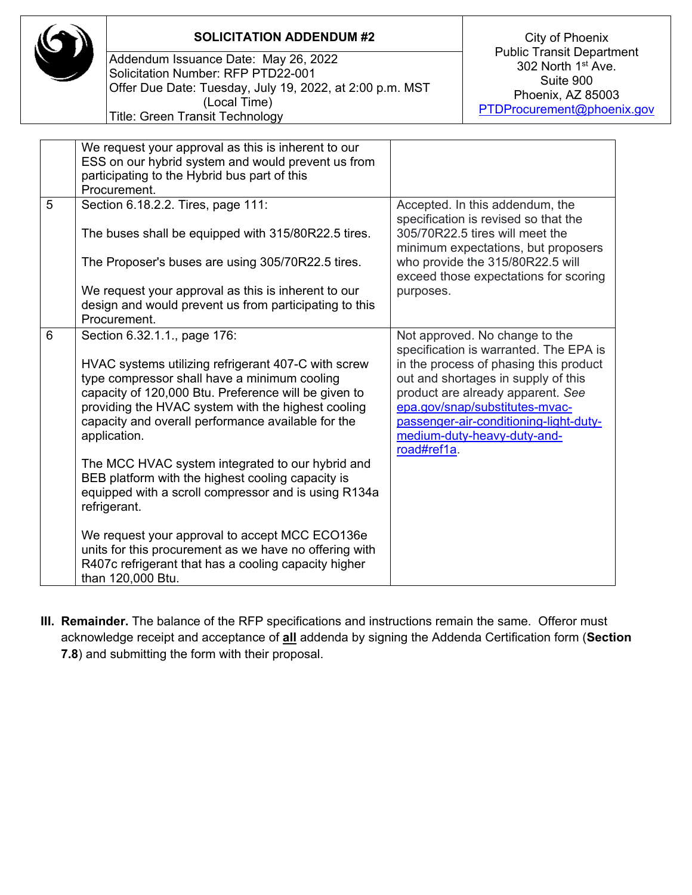| | | |
|---|---|---|
| | We request your approval as this is inherent to our ESS on our hybrid system and would prevent us from participating to the Hybrid bus part of this Procurement. | |
| 5 | Section 6.18.2.2. Tires, page 111:<br><br>The buses shall be equipped with 315/80R22.5 tires.<br><br>The Proposer's buses are using 305/70R22.5 tires.<br><br>We request your approval as this is inherent to our design and would prevent us from participating to this Procurement. | Accepted. In this addendum, the specification is revised so that the 305/70R22.5 tires will meet the minimum expectations, but proposers who provide the 315/80R22.5 will exceed those expectations for scoring purposes. |
| 6 | Section 6.32.1.1., page 176:<br><br>HVAC systems utilizing refrigerant 407-C with screw type compressor shall have a minimum cooling capacity of 120,000 Btu. Preference will be given to providing the HVAC system with the highest cooling capacity and overall performance available for the application.<br><br>The MCC HVAC system integrated to our hybrid and BEB platform with the highest cooling capacity is equipped with a scroll compressor and is using R134a refrigerant.<br><br>We request your approval to accept MCC ECO136e units for this procurement as we have no offering with R407c refrigerant that has a cooling capacity higher than 120,000 Btu. | Not approved. No change to the specification is warranted. The EPA is in the process of phasing this product out and shortages in supply of this product are already apparent. *See* epa.gov/snap/substitutes-mvac-passenger-air-conditioning-light-duty-medium-duty-heavy-duty-and-road#ref1a. |

**III. Remainder.** The balance of the RFP specifications and instructions remain the same. Offeror must acknowledge receipt and acceptance of **all** addenda by signing the Addenda Certification form (**Section 7.8**) and submitting the form with their proposal.